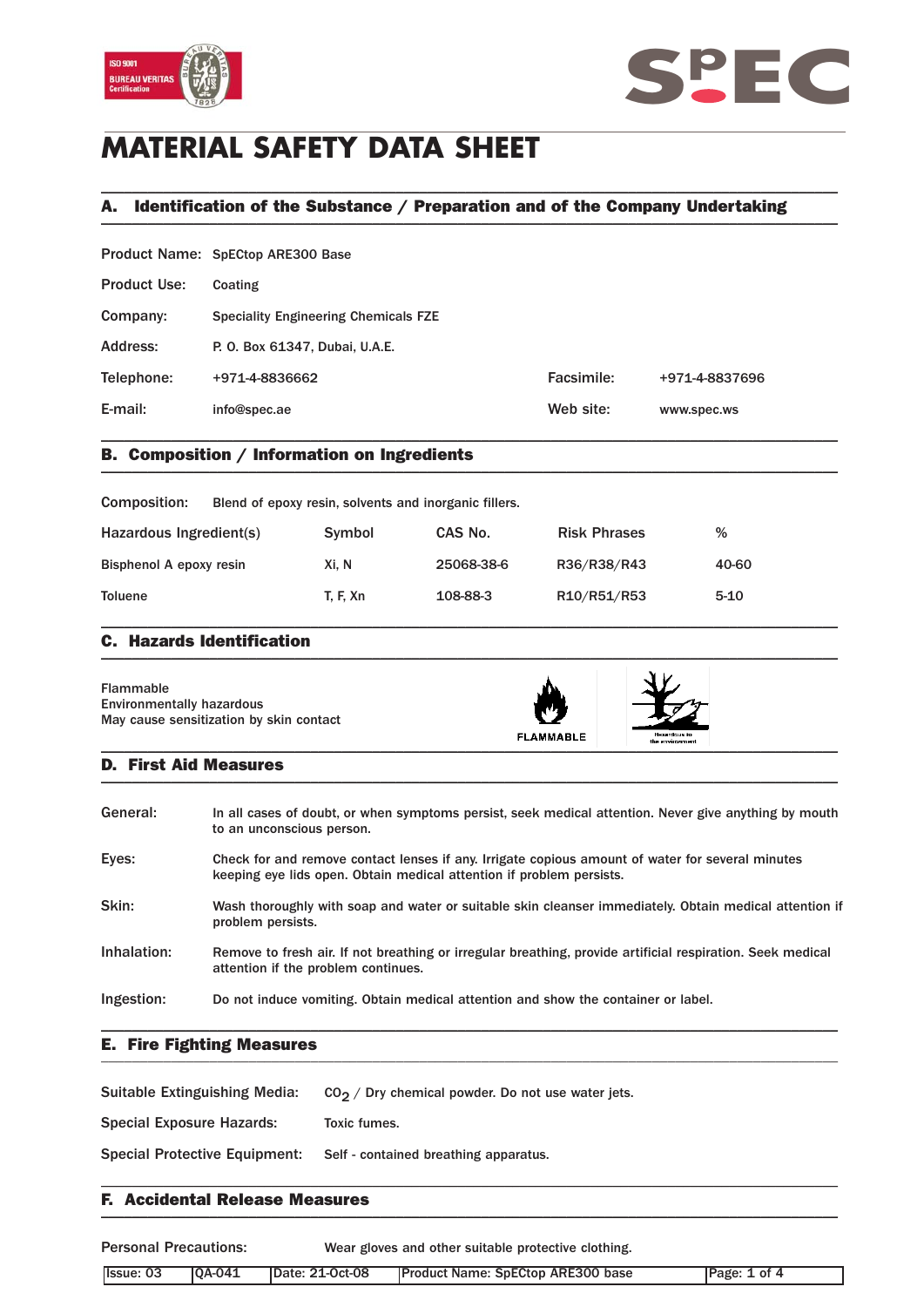# MATERIAL SAFETY DATA SHEET

## A. Identification of the Substance / Preparation and of the Company Undertaking

| | | | |
|---|---|---|---|
| Product Name: | SpECtop ARE300 Base | | |
| Product Use: | Coating | | |
| Company: | Speciality Engineering Chemicals FZE | | |
| Address: | P. O. Box 61347, Dubai, U.A.E. | | |
| Telephone: | +971-4-8836662 | Facsimile: | +971-4-8837696 |
| E-mail: | info@spec.ae | Web site: | www.spec.ws |

## B. Composition / Information on Ingredients

Composition: Blend of epoxy resin, solvents and inorganic fillers.

| Hazardous Ingredient(s) | Symbol | CAS No. | Risk Phrases | % |
|---|---|---|---|---|
| Bisphenol A epoxy resin | Xi, N | 25068-38-6 | R36/R38/R43 | 40-60 |
| Toluene | T, F, Xn | 108-88-3 | R10/R51/R53 | 5-10 |

## C. Hazards Identification

Flammable
Environmentally hazardous
May cause sensitization by skin contact

FLAMMABLE

Hazardous to the environment

## D. First Aid Measures

**General:** In all cases of doubt, or when symptoms persist, seek medical attention. Never give anything by mouth to an unconscious person.

**Eyes:** Check for and remove contact lenses if any. Irrigate copious amount of water for several minutes keeping eye lids open. Obtain medical attention if problem persists.

**Skin:** Wash thoroughly with soap and water or suitable skin cleanser immediately. Obtain medical attention if problem persists.

**Inhalation:** Remove to fresh air. If not breathing or irregular breathing, provide artificial respiration. Seek medical attention if the problem continues.

**Ingestion:** Do not induce vomiting. Obtain medical attention and show the container or label.

## E. Fire Fighting Measures

**Suitable Extinguishing Media:** $CO_2$ / Dry chemical powder. Do not use water jets.

**Special Exposure Hazards:** Toxic fumes.

**Special Protective Equipment:** Self - contained breathing apparatus.

## F. Accidental Release Measures

**Personal Precautions:** Wear gloves and other suitable protective clothing.

| Issue: 03 | QA-041 | Date: 21-Oct-08 | Product Name: SpECtop ARE300 base |
|---|---|---|---|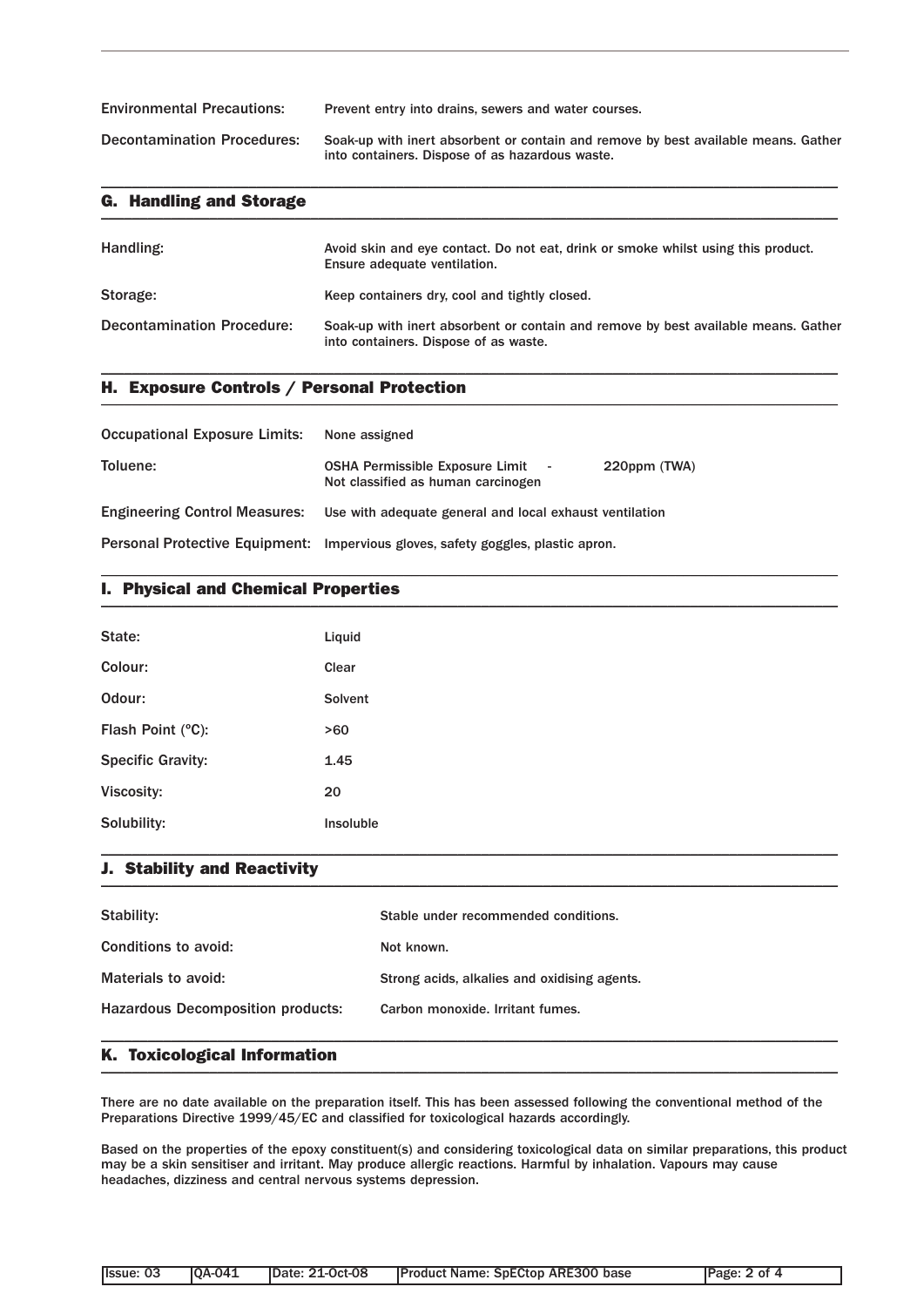Environmental Precautions: Prevent entry into drains, sewers and water courses.

Decontamination Procedures: Soak-up with inert absorbent or contain and remove by best available means. Gather into containers. Dispose of as hazardous waste.

## G. Handling and Storage

Handling: Avoid skin and eye contact. Do not eat, drink or smoke whilst using this product. Ensure adequate ventilation.

Storage: Keep containers dry, cool and tightly closed.

Decontamination Procedure: Soak-up with inert absorbent or contain and remove by best available means. Gather into containers. Dispose of as waste.

## H. Exposure Controls / Personal Protection

Occupational Exposure Limits: None assigned

Toluene: OSHA Permissible Exposure Limit - 220ppm (TWA)
Not classified as human carcinogen

Engineering Control Measures: Use with adequate general and local exhaust ventilation

Personal Protective Equipment: Impervious gloves, safety goggles, plastic apron.

## I. Physical and Chemical Properties

| | |
|---|---|
| State: | Liquid |
| Colour: | Clear |
| Odour: | Solvent |
| Flash Point (°C): | >60 |
| Specific Gravity: | 1.45 |
| Viscosity: | 20 |
| Solubility: | Insoluble |

## J. Stability and Reactivity

| | |
|---|---|
| Stability: | Stable under recommended conditions. |
| Conditions to avoid: | Not known. |
| Materials to avoid: | Strong acids, alkalies and oxidising agents. |
| Hazardous Decomposition products: | Carbon monoxide. Irritant fumes. |

## K. Toxicological Information

There are no date available on the preparation itself. This has been assessed following the conventional method of the Preparations Directive 1999/45/EC and classified for toxicological hazards accordingly.

Based on the properties of the epoxy constituent(s) and considering toxicological data on similar preparations, this product may be a skin sensitiser and irritant. May produce allergic reactions. Harmful by inhalation. Vapours may cause headaches, dizziness and central nervous systems depression.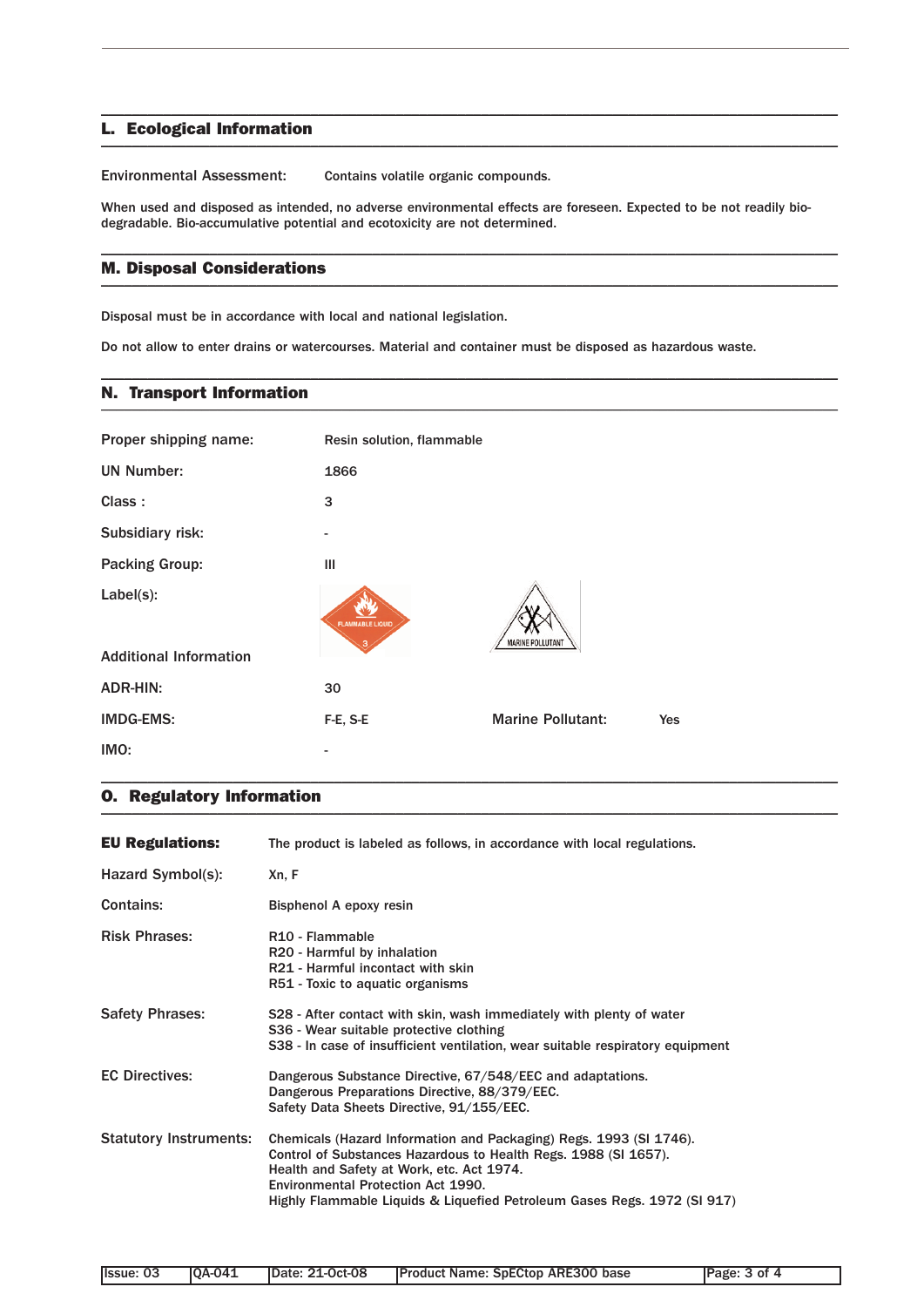## L. Ecological Information

Environmental Assessment: Contains volatile organic compounds.

When used and disposed as intended, no adverse environmental effects are foreseen. Expected to be not readily bio-degradable. Bio-accumulative potential and ecotoxicity are not determined.

## M. Disposal Considerations

Disposal must be in accordance with local and national legislation.

Do not allow to enter drains or watercourses. Material and container must be disposed as hazardous waste.

## N. Transport Information

| | |
|---|---|
| Proper shipping name: | Resin solution, flammable |
| UN Number: | 1866 |
| Class : | 3 |
| Subsidiary risk: | - |
| Packing Group: | III |
| Label(s): | FLAMMABLE LIQUID 3; MARINE POLLUTANT |

**Additional Information**

| | | | |
|---|---|---|---|
| ADR-HIN: | 30 | | |
| IMDG-EMS: | F-E, S-E | Marine Pollutant: | Yes |
| IMO: | - | | |

## O. Regulatory Information

**EU Regulations:** The product is labeled as follows, in accordance with local regulations.

Hazard Symbol(s): Xn, F

Contains: Bisphenol A epoxy resin

Risk Phrases:
R10 - Flammable
R20 - Harmful by inhalation
R21 - Harmful incontact with skin
R51 - Toxic to aquatic organisms

Safety Phrases:
S28 - After contact with skin, wash immediately with plenty of water
S36 - Wear suitable protective clothing
S38 - In case of insufficient ventilation, wear suitable respiratory equipment

EC Directives:
Dangerous Substance Directive, 67/548/EEC and adaptations.
Dangerous Preparations Directive, 88/379/EEC.
Safety Data Sheets Directive, 91/155/EEC.

Statutory Instruments:
Chemicals (Hazard Information and Packaging) Regs. 1993 (SI 1746).
Control of Substances Hazardous to Health Regs. 1988 (SI 1657).
Health and Safety at Work, etc. Act 1974.
Environmental Protection Act 1990.
Highly Flammable Liquids & Liquefied Petroleum Gases Regs. 1972 (SI 917)

| Issue: 03 | QA-041 | Date: 21-Oct-08 | Product Name: SpECtop ARE300 base |
|---|---|---|---|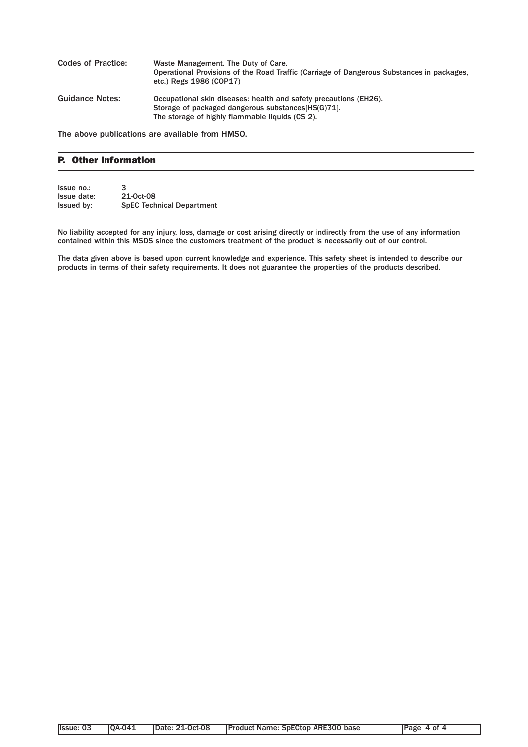| | |
|---|---|
| Codes of Practice: | Waste Management. The Duty of Care.<br>Operational Provisions of the Road Traffic (Carriage of Dangerous Substances in packages, etc.) Regs 1986 (COP17) |
| Guidance Notes: | Occupational skin diseases: health and safety precautions (EH26).<br>Storage of packaged dangerous substances[HS(G)71].<br>The storage of highly flammable liquids (CS 2). |

The above publications are available from HMSO.

## P. Other Information

Issue no.: 3
Issue date: 21-Oct-08
Issued by: SpEC Technical Department

No liability accepted for any injury, loss, damage or cost arising directly or indirectly from the use of any information contained within this MSDS since the customers treatment of the product is necessarily out of our control.

The data given above is based upon current knowledge and experience. This safety sheet is intended to describe our products in terms of their safety requirements. It does not guarantee the properties of the products described.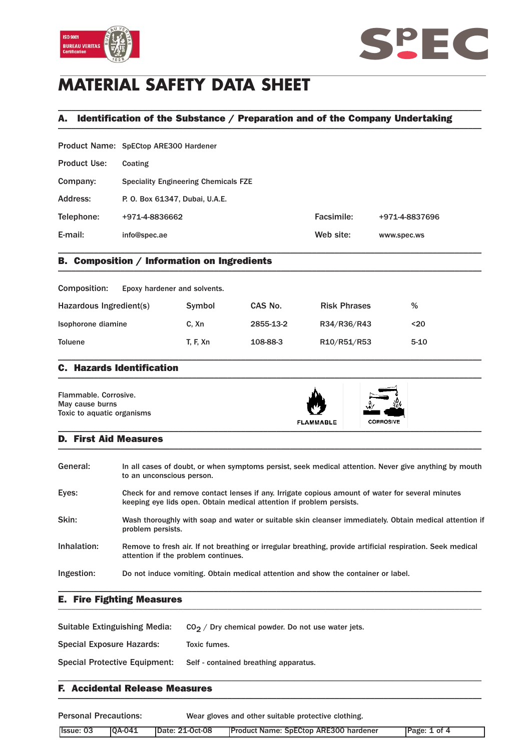# MATERIAL SAFETY DATA SHEET

## A. Identification of the Substance / Preparation and of the Company Undertaking

| | | | |
|---|---|---|---|
| Product Name: | SpECtop ARE300 Hardener | | |
| Product Use: | Coating | | |
| Company: | Speciality Engineering Chemicals FZE | | |
| Address: | P. O. Box 61347, Dubai, U.A.E. | | |
| Telephone: | +971-4-8836662 | Facsimile: | +971-4-8837696 |
| E-mail: | info@spec.ae | Web site: | www.spec.ws |

## B. Composition / Information on Ingredients

Composition: Epoxy hardener and solvents.

| Hazardous Ingredient(s) | Symbol | CAS No. | Risk Phrases | % |
|---|---|---|---|---|
| Isophorone diamine | C, Xn | 2855-13-2 | R34/R36/R43 | <20 |
| Toluene | T, F, Xn | 108-88-3 | R10/R51/R53 | 5-10 |

## C. Hazards Identification

Flammable. Corrosive.
May cause burns
Toxic to aquatic organisms

FLAMMABLE    CORROSIVE

## D. First Aid Measures

**General:** In all cases of doubt, or when symptoms persist, seek medical attention. Never give anything by mouth to an unconscious person.

**Eyes:** Check for and remove contact lenses if any. Irrigate copious amount of water for several minutes keeping eye lids open. Obtain medical attention if problem persists.

**Skin:** Wash thoroughly with soap and water or suitable skin cleanser immediately. Obtain medical attention if problem persists.

**Inhalation:** Remove to fresh air. If not breathing or irregular breathing, provide artificial respiration. Seek medical attention if the problem continues.

**Ingestion:** Do not induce vomiting. Obtain medical attention and show the container or label.

## E. Fire Fighting Measures

**Suitable Extinguishing Media:** $CO_2$ / Dry chemical powder. Do not use water jets.

**Special Exposure Hazards:** Toxic fumes.

**Special Protective Equipment:** Self - contained breathing apparatus.

## F. Accidental Release Measures

**Personal Precautions:** Wear gloves and other suitable protective clothing.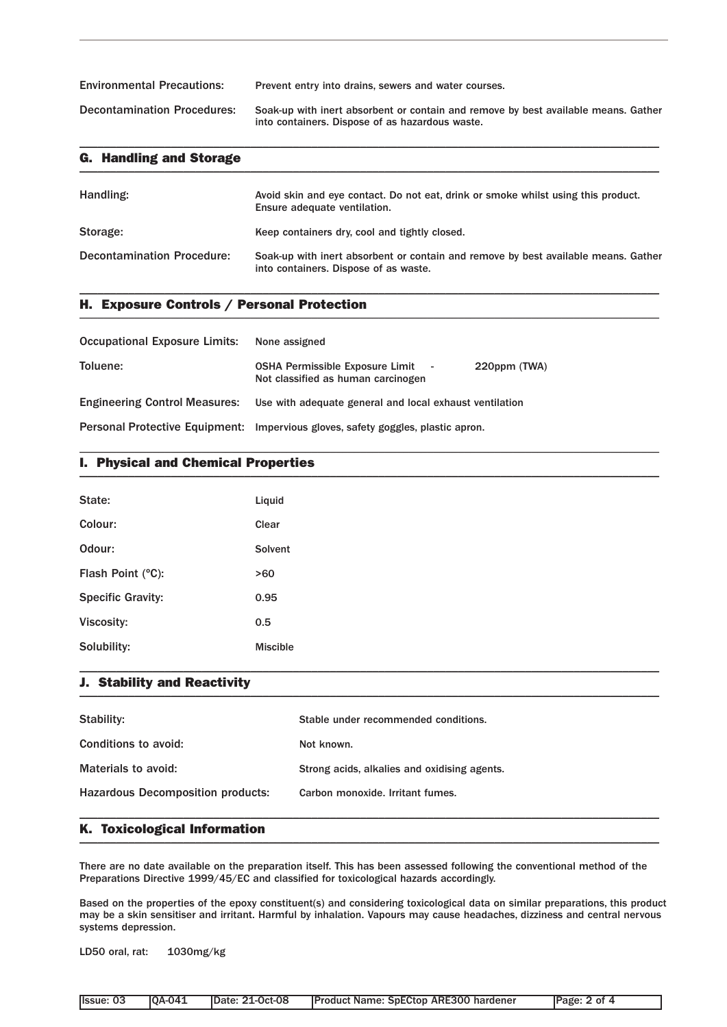| | |
|---|---|
| Environmental Precautions: | Prevent entry into drains, sewers and water courses. |
| Decontamination Procedures: | Soak-up with inert absorbent or contain and remove by best available means. Gather into containers. Dispose of as hazardous waste. |

## G. Handling and Storage

| | |
|---|---|
| Handling: | Avoid skin and eye contact. Do not eat, drink or smoke whilst using this product. Ensure adequate ventilation. |
| Storage: | Keep containers dry, cool and tightly closed. |
| Decontamination Procedure: | Soak-up with inert absorbent or contain and remove by best available means. Gather into containers. Dispose of as waste. |

## H. Exposure Controls / Personal Protection

| | |
|---|---|
| Occupational Exposure Limits: | None assigned |
| Toluene: | OSHA Permissible Exposure Limit - 220ppm (TWA)<br>Not classified as human carcinogen |
| Engineering Control Measures: | Use with adequate general and local exhaust ventilation |
| Personal Protective Equipment: | Impervious gloves, safety goggles, plastic apron. |

## I. Physical and Chemical Properties

| | |
|---|---|
| State: | Liquid |
| Colour: | Clear |
| Odour: | Solvent |
| Flash Point (°C): | >60 |
| Specific Gravity: | 0.95 |
| Viscosity: | 0.5 |
| Solubility: | Miscible |

## J. Stability and Reactivity

| | |
|---|---|
| Stability: | Stable under recommended conditions. |
| Conditions to avoid: | Not known. |
| Materials to avoid: | Strong acids, alkalies and oxidising agents. |
| Hazardous Decomposition products: | Carbon monoxide. Irritant fumes. |

## K. Toxicological Information

There are no date available on the preparation itself. This has been assessed following the conventional method of the Preparations Directive 1999/45/EC and classified for toxicological hazards accordingly.

Based on the properties of the epoxy constituent(s) and considering toxicological data on similar preparations, this product may be a skin sensitiser and irritant. Harmful by inhalation. Vapours may cause headaches, dizziness and central nervous systems depression.

LD50 oral, rat: 1030mg/kg

| Issue: 03 | QA-041 | Date: 21-Oct-08 | Product Name: SpECtop ARE300 hardener |
|---|---|---|---|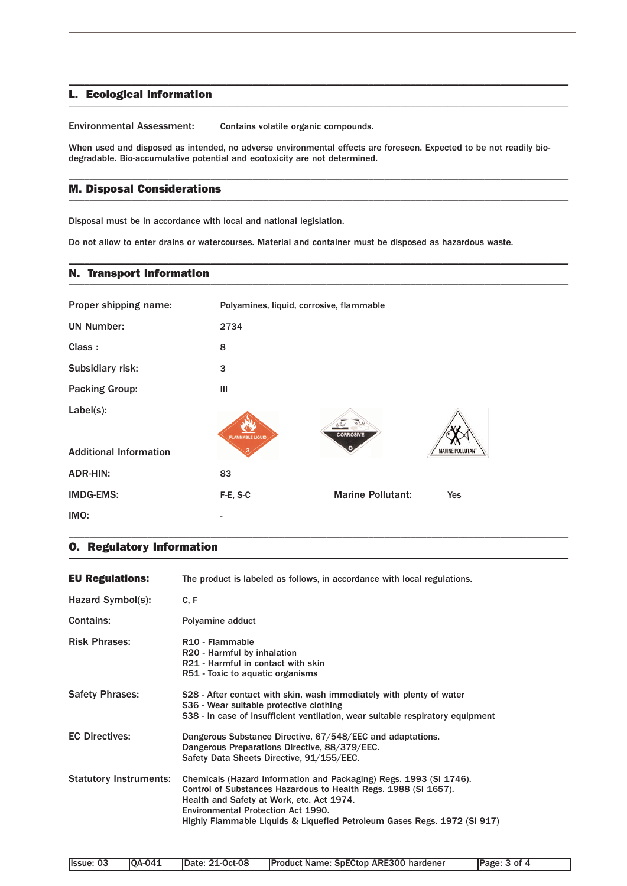## L. Ecological Information

Environmental Assessment: Contains volatile organic compounds.

When used and disposed as intended, no adverse environmental effects are foreseen. Expected to be not readily bio-degradable. Bio-accumulative potential and ecotoxicity are not determined.

## M. Disposal Considerations

Disposal must be in accordance with local and national legislation.

Do not allow to enter drains or watercourses. Material and container must be disposed as hazardous waste.

## N. Transport Information

| | |
|---|---|
| Proper shipping name: | Polyamines, liquid, corrosive, flammable |
| UN Number: | 2734 |
| Class : | 8 |
| Subsidiary risk: | 3 |
| Packing Group: | III |
| Label(s): | FLAMMABLE LIQUID 3; CORROSIVE 8; MARINE POLLUTANT |
| Additional Information | |
| ADR-HIN: | 83 |
| IMDG-EMS: | F-E, S-C — Marine Pollutant: Yes |
| IMO: | - |

## O. Regulatory Information

**EU Regulations:** The product is labeled as follows, in accordance with local regulations.

Hazard Symbol(s): C, F

Contains: Polyamine adduct

Risk Phrases:
- R10 - Flammable
- R20 - Harmful by inhalation
- R21 - Harmful in contact with skin
- R51 - Toxic to aquatic organisms

Safety Phrases:
- S28 - After contact with skin, wash immediately with plenty of water
- S36 - Wear suitable protective clothing
- S38 - In case of insufficient ventilation, wear suitable respiratory equipment

EC Directives:
- Dangerous Substance Directive, 67/548/EEC and adaptations.
- Dangerous Preparations Directive, 88/379/EEC.
- Safety Data Sheets Directive, 91/155/EEC.

Statutory Instruments:
- Chemicals (Hazard Information and Packaging) Regs. 1993 (SI 1746).
- Control of Substances Hazardous to Health Regs. 1988 (SI 1657).
- Health and Safety at Work, etc. Act 1974.
- Environmental Protection Act 1990.
- Highly Flammable Liquids & Liquefied Petroleum Gases Regs. 1972 (SI 917)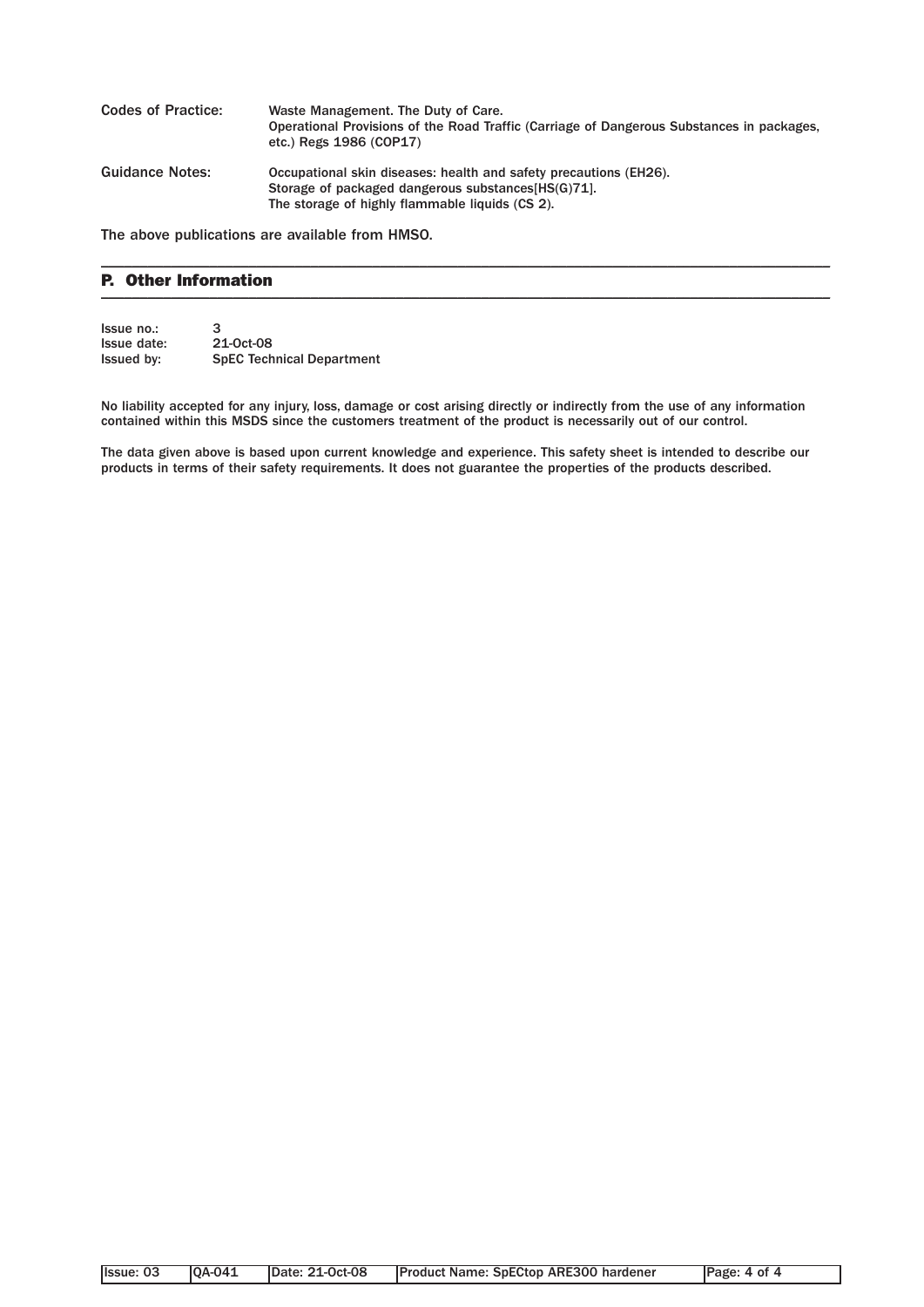| | |
|---|---|
| Codes of Practice: | Waste Management. The Duty of Care.<br>Operational Provisions of the Road Traffic (Carriage of Dangerous Substances in packages, etc.) Regs 1986 (COP17) |
| Guidance Notes: | Occupational skin diseases: health and safety precautions (EH26).<br>Storage of packaged dangerous substances[HS(G)71].<br>The storage of highly flammable liquids (CS 2). |

The above publications are available from HMSO.

## P. Other Information

| | |
|---|---|
| Issue no.: | 3 |
| Issue date: | 21-Oct-08 |
| Issued by: | SpEC Technical Department |

No liability accepted for any injury, loss, damage or cost arising directly or indirectly from the use of any information contained within this MSDS since the customers treatment of the product is necessarily out of our control.

The data given above is based upon current knowledge and experience. This safety sheet is intended to describe our products in terms of their safety requirements. It does not guarantee the properties of the products described.